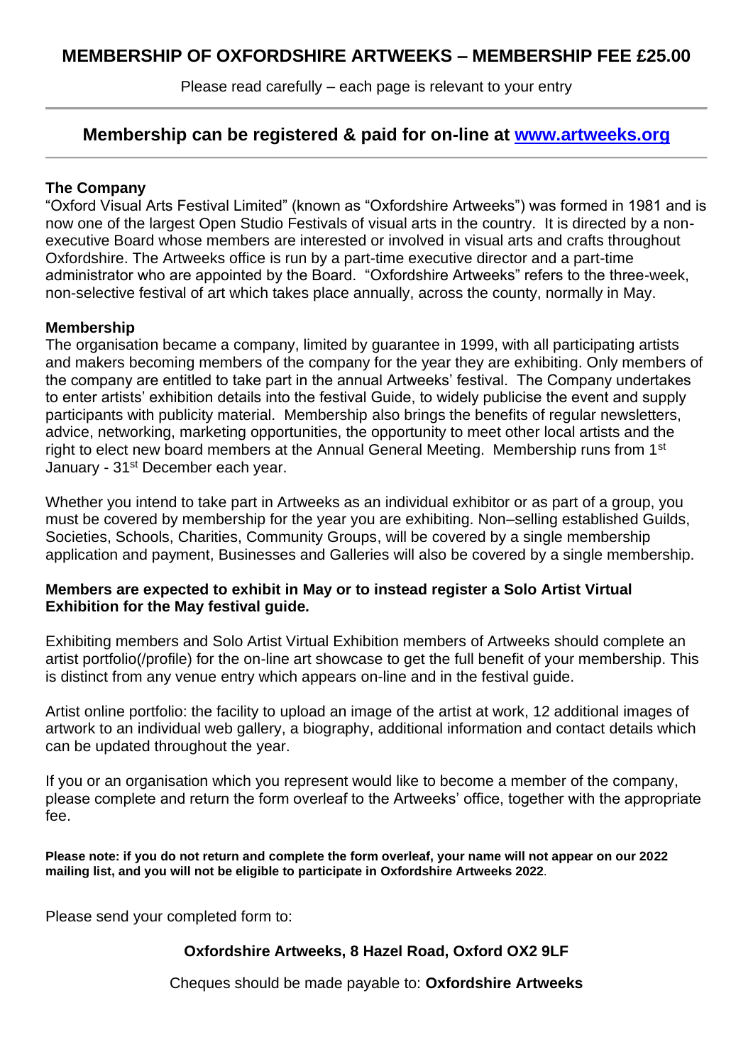# MEMBERSHIP OF OXFORDSHIRE ARTWEEKS – MEMBERSHIP FEE £25.00

Please read carefully – each page is relevant to your entry

---

## Membership can be registered & paid for on-line at [www.artweeks.org](http://www.artweeks.org)

---

**The Company**

"Oxford Visual Arts Festival Limited" (known as "Oxfordshire Artweeks") was formed in 1981 and is now one of the largest Open Studio Festivals of visual arts in the country. It is directed by a non-executive Board whose members are interested or involved in visual arts and crafts throughout Oxfordshire. The Artweeks office is run by a part-time executive director and a part-time administrator who are appointed by the Board. "Oxfordshire Artweeks" refers to the three-week, non-selective festival of art which takes place annually, across the county, normally in May.

**Membership**

The organisation became a company, limited by guarantee in 1999, with all participating artists and makers becoming members of the company for the year they are exhibiting. Only members of the company are entitled to take part in the annual Artweeks' festival. The Company undertakes to enter artists' exhibition details into the festival Guide, to widely publicise the event and supply participants with publicity material. Membership also brings the benefits of regular newsletters, advice, networking, marketing opportunities, the opportunity to meet other local artists and the right to elect new board members at the Annual General Meeting. Membership runs from 1st January - 31st December each year.

Whether you intend to take part in Artweeks as an individual exhibitor or as part of a group, you must be covered by membership for the year you are exhibiting. Non–selling established Guilds, Societies, Schools, Charities, Community Groups, will be covered by a single membership application and payment, Businesses and Galleries will also be covered by a single membership.

**Members are expected to exhibit in May or to instead register a Solo Artist Virtual Exhibition for the May festival guide.**

Exhibiting members and Solo Artist Virtual Exhibition members of Artweeks should complete an artist portfolio(/profile) for the on-line art showcase to get the full benefit of your membership. This is distinct from any venue entry which appears on-line and in the festival guide.

Artist online portfolio: the facility to upload an image of the artist at work, 12 additional images of artwork to an individual web gallery, a biography, additional information and contact details which can be updated throughout the year.

If you or an organisation which you represent would like to become a member of the company, please complete and return the form overleaf to the Artweeks' office, together with the appropriate fee.

**Please note: if you do not return and complete the form overleaf, your name will not appear on our 2022 mailing list, and you will not be eligible to participate in Oxfordshire Artweeks 2022**.

Please send your completed form to:

**Oxfordshire Artweeks, 8 Hazel Road, Oxford OX2 9LF**

Cheques should be made payable to: **Oxfordshire Artweeks**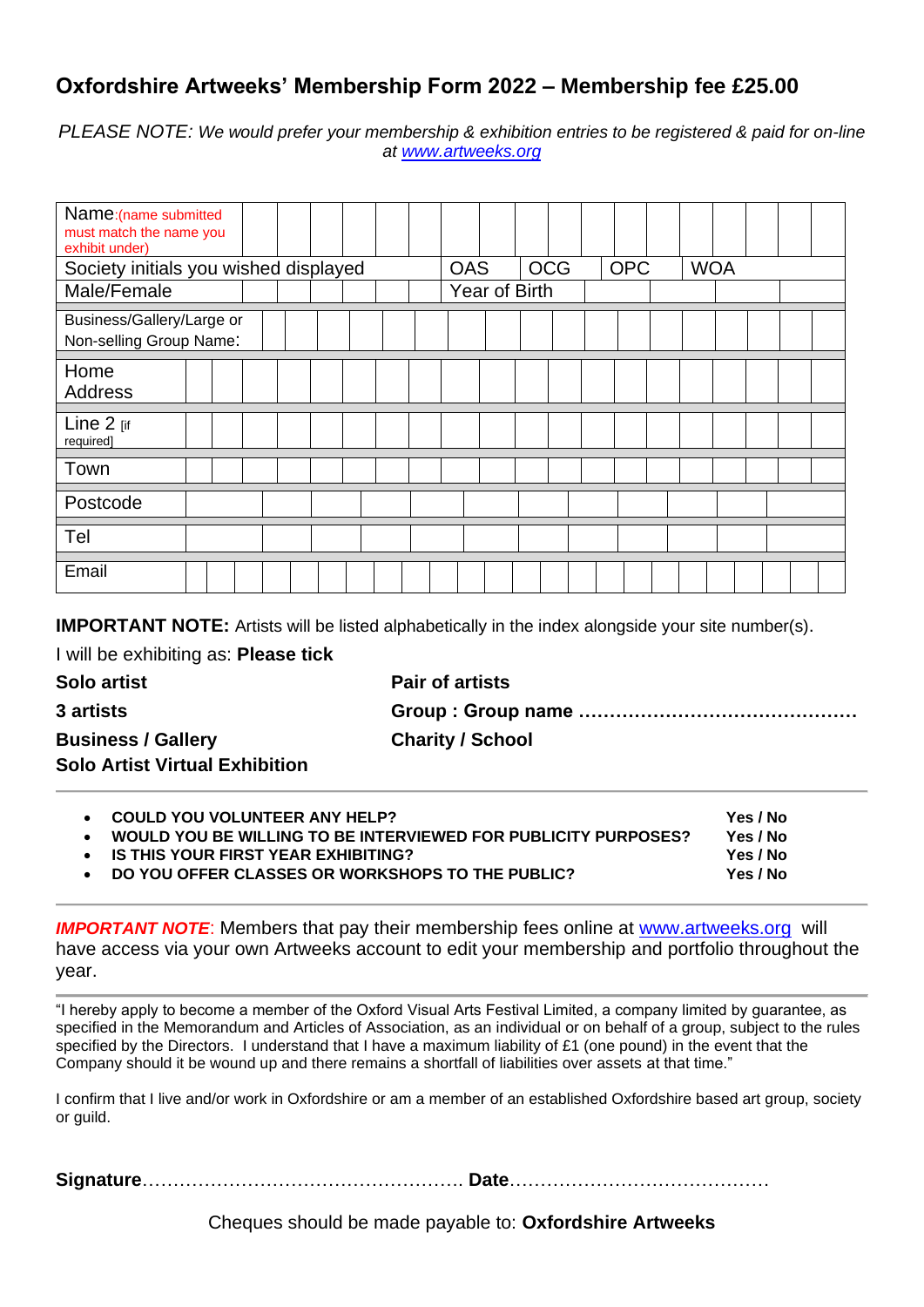# Oxfordshire Artweeks' Membership Form 2022 – Membership fee £25.00

*PLEASE NOTE: We would prefer your membership & exhibition entries to be registered & paid for on-line at [www.artweeks.org](http://www.artweeks.org)*

| | | | | | |
|---|---|---|---|---|---|
| Name:(name submitted must match the name you exhibit under) | | | | | |
| Society initials you wished displayed | OAS | OCG | OPC | WOA | |
| Male/Female | | Year of Birth | | | |
| Business/Gallery/Large or Non-selling Group Name: | | | | | |
| Home Address | | | | | |
| Line 2 [if required] | | | | | |
| Town | | | | | |
| Postcode | | | | | |
| Tel | | | | | |
| Email | | | | | |

**IMPORTANT NOTE:** Artists will be listed alphabetically in the index alongside your site number(s).

I will be exhibiting as: **Please tick**

**Solo artist**

**Pair of artists**

**3 artists**

**Group : Group name ……………………………………….**

**Business / Gallery**

**Charity / School**

**Solo Artist Virtual Exhibition**

- **COULD YOU VOLUNTEER ANY HELP?** **Yes / No**
- **WOULD YOU BE WILLING TO BE INTERVIEWED FOR PUBLICITY PURPOSES?** **Yes / No**
- **IS THIS YOUR FIRST YEAR EXHIBITING?** **Yes / No**
- **DO YOU OFFER CLASSES OR WORKSHOPS TO THE PUBLIC?** **Yes / No**

***IMPORTANT NOTE***: Members that pay their membership fees online at [www.artweeks.org](http://www.artweeks.org) will have access via your own Artweeks account to edit your membership and portfolio throughout the year.

"I hereby apply to become a member of the Oxford Visual Arts Festival Limited, a company limited by guarantee, as specified in the Memorandum and Articles of Association, as an individual or on behalf of a group, subject to the rules specified by the Directors. I understand that I have a maximum liability of £1 (one pound) in the event that the Company should it be wound up and there remains a shortfall of liabilities over assets at that time."

I confirm that I live and/or work in Oxfordshire or am a member of an established Oxfordshire based art group, society or guild.

**Signature**……………………………………………. **Date**……………………………………

Cheques should be made payable to: **Oxfordshire Artweeks**